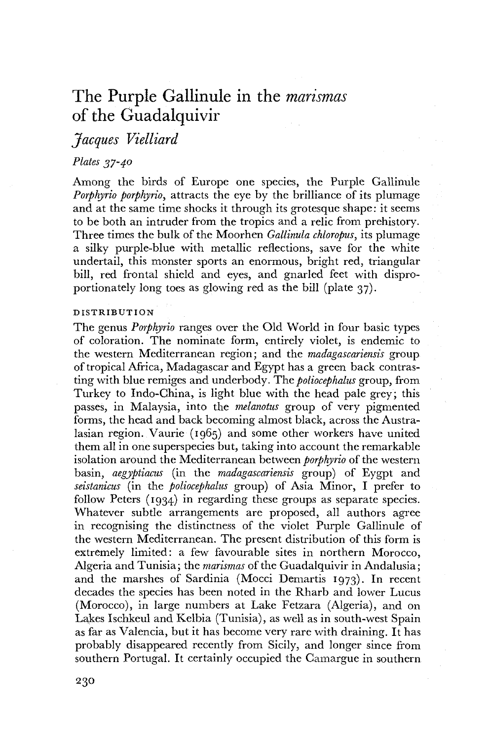# The Purple Gallinule in the *marismas* of the Guadalquivir

*Jacques Vielliard*

*Plates 37-40*

Among the birds of Europe one species, the Purple Gallinule *Porphyrio porphyrio*, attracts the eye by the brilliance of its plumage and at the same time shocks it through its grotesque shape: it seems to be both an intruder from the tropics and a relic from prehistory. Three times the bulk of the Moorhen *Gallinula chloropus*, its plumage a silky purple-blue with metallic reflections, save for the white undertail, this monster sports an enormous, bright red, triangular bill, red frontal shield and eyes, and gnarled feet with disproportionately long toes as glowing red as the bill (plate 37).

## DISTRIBUTION

The genus *Porphyrio* ranges over the Old World in four basic types of coloration. The nominate form, entirely violet, is endemic to the western Mediterranean region; and the *madagascariensis* group of tropical Africa, Madagascar and Egypt has a green back contrasting with blue remiges and underbody. The *poliocephalus* group, from Turkey to Indo-China, is light blue with the head pale grey; this passes, in Malaysia, into the *melanotus* group of very pigmented forms, the head and back becoming almost black, across the Australasian region. Vaurie (1965) and some other workers have united them all in one superspecies but, taking into account the remarkable isolation around the Mediterranean between *porphyrio* of the western basin, *aegyptiacus* (in the *madagascariensis* group) of Eygpt and *seistanicus* (in the *poliocephalus* group) of Asia Minor, I prefer to follow Peters (1934) in regarding these groups as separate species. Whatever subtle arrangements are proposed, all authors agree in recognising the distinctness of the violet Purple Gallinule of the western Mediterranean. The present distribution of this form is extremely limited: a few favourable sites in northern Morocco, Algeria and Tunisia; the *marismas* of the Guadalquivir in Andalusia; and the marshes of Sardinia (Mocci Demartis 1973). In recent decades the species has been noted in the Rharb and lower Lucus (Morocco), in large numbers at Lake Fetzara (Algeria), and on Lakes Ischkeul and Kelbia (Tunisia), as well as in south-west Spain as far as Valencia, but it has become very rare with draining. It has probably disappeared recently from Sicily, and longer since from southern Portugal. It certainly occupied the Camargue in southern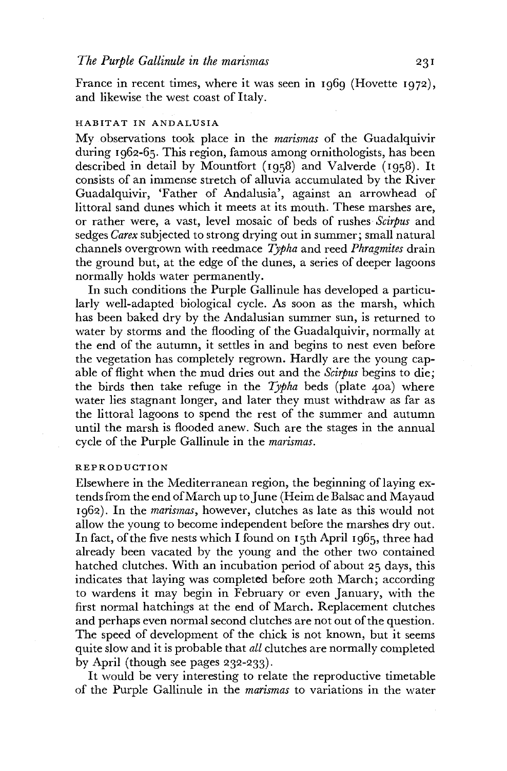France in recent times, where it was seen in 1969 (Hovette 1972), and likewise the west coast of Italy.

## HABITAT IN ANDALUSIA

My observations took place in the *marismas* of the Guadalquivir during 1962-65. This region, famous among ornithologists, has been described in detail by Mountfort (1958) and Valverde (1958). It consists of an immense stretch of alluvia accumulated by the River Guadalquivir, 'Father of Andalusia', against an arrowhead of littoral sand dunes which it meets at its mouth. These marshes are, or rather were, a vast, level mosaic of beds of rushes *Scirpus* and sedges *Carex* subjected to strong drying out in summer; small natural channels overgrown with reedmace *Typha* and reed *Phragmites* drain the ground but, at the edge of the dunes, a series of deeper lagoons normally holds water permanently.

In such conditions the Purple Gallinule has developed a particularly well-adapted biological cycle. As soon as the marsh, which has been baked dry by the Andalusian summer sun, is returned to water by storms and the flooding of the Guadalquivir, normally at the end of the autumn, it settles in and begins to nest even before the vegetation has completely regrown. Hardly are the young capable of flight when the mud dries out and the *Scirpus* begins to die; the birds then take refuge in the *Typha* beds (plate 40a) where water lies stagnant longer, and later they must withdraw as far as the littoral lagoons to spend the rest of the summer and autumn until the marsh is flooded anew. Such are the stages in the annual cycle of the Purple Gallinule in the *marismas*.

## REPRODUCTION

Elsewhere in the Mediterranean region, the beginning of laying extends from the end of March up to June (Heim de Balsac and Mayaud 1962). In the *marismas*, however, clutches as late as this would not allow the young to become independent before the marshes dry out. In fact, of the five nests which I found on 15th April 1965, three had already been vacated by the young and the other two contained hatched clutches. With an incubation period of about 25 days, this indicates that laying was completed before 20th March; according to wardens it may begin in February or even January, with the first normal hatchings at the end of March. Replacement clutches and perhaps even normal second clutches are not out of the question. The speed of development of the chick is not known, but it seems quite slow and it is probable that *all* clutches are normally completed by April (though see pages 232-233).

It would be very interesting to relate the reproductive timetable of the Purple Gallinule in the *marismas* to variations in the water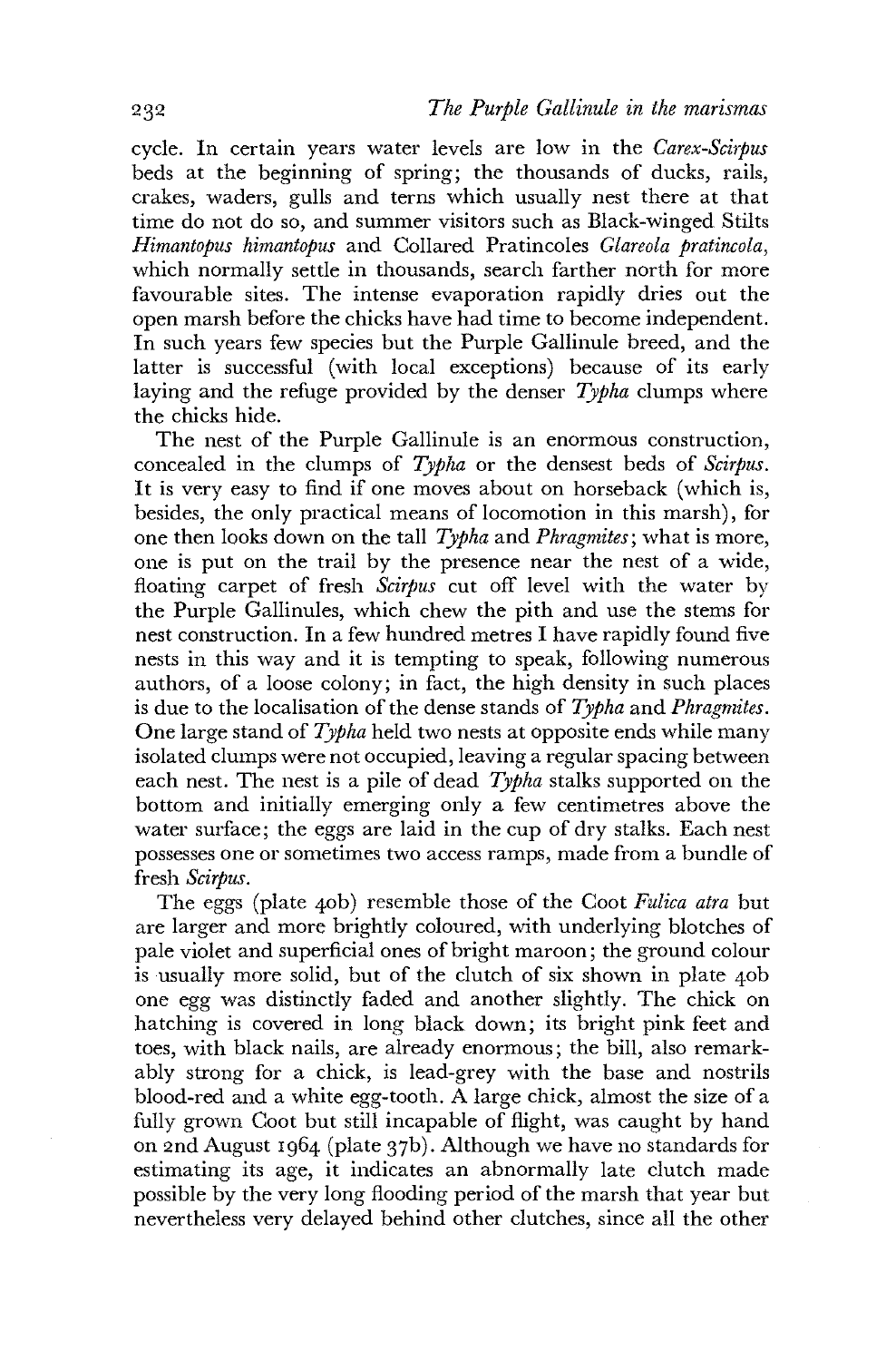cycle. In certain years water levels are low in the *Carex-Scirpus* beds at the beginning of spring; the thousands of ducks, rails, crakes, waders, gulls and terns which usually nest there at that time do not do so, and summer visitors such as Black-winged Stilts *Himantopus himantopus* and Collared Pratincoles *Glareola pratincola*, which normally settle in thousands, search farther north for more favourable sites. The intense evaporation rapidly dries out the open marsh before the chicks have had time to become independent. In such years few species but the Purple Gallinule breed, and the latter is successful (with local exceptions) because of its early laying and the refuge provided by the denser *Typha* clumps where the chicks hide.

The nest of the Purple Gallinule is an enormous construction, concealed in the clumps of *Typha* or the densest beds of *Scirpus*. It is very easy to find if one moves about on horseback (which is, besides, the only practical means of locomotion in this marsh), for one then looks down on the tall *Typha* and *Phragmites*; what is more, one is put on the trail by the presence near the nest of a wide, floating carpet of fresh *Scirpus* cut off level with the water by the Purple Gallinules, which chew the pith and use the stems for nest construction. In a few hundred metres I have rapidly found five nests in this way and it is tempting to speak, following numerous authors, of a loose colony; in fact, the high density in such places is due to the localisation of the dense stands of *Typha* and *Phragmites*. One large stand of *Typha* held two nests at opposite ends while many isolated clumps were not occupied, leaving a regular spacing between each nest. The nest is a pile of dead *Typha* stalks supported on the bottom and initially emerging only a few centimetres above the water surface; the eggs are laid in the cup of dry stalks. Each nest possesses one or sometimes two access ramps, made from a bundle of fresh *Scirpus*.

The eggs (plate 40b) resemble those of the Coot *Fulica atra* but are larger and more brightly coloured, with underlying blotches of pale violet and superficial ones of bright maroon; the ground colour is usually more solid, but of the clutch of six shown in plate 40b one egg was distinctly faded and another slightly. The chick on hatching is covered in long black down; its bright pink feet and toes, with black nails, are already enormous; the bill, also remarkably strong for a chick, is lead-grey with the base and nostrils blood-red and a white egg-tooth. A large chick, almost the size of a fully grown Coot but still incapable of flight, was caught by hand on 2nd August 1964 (plate 37b). Although we have no standards for estimating its age, it indicates an abnormally late clutch made possible by the very long flooding period of the marsh that year but nevertheless very delayed behind other clutches, since all the other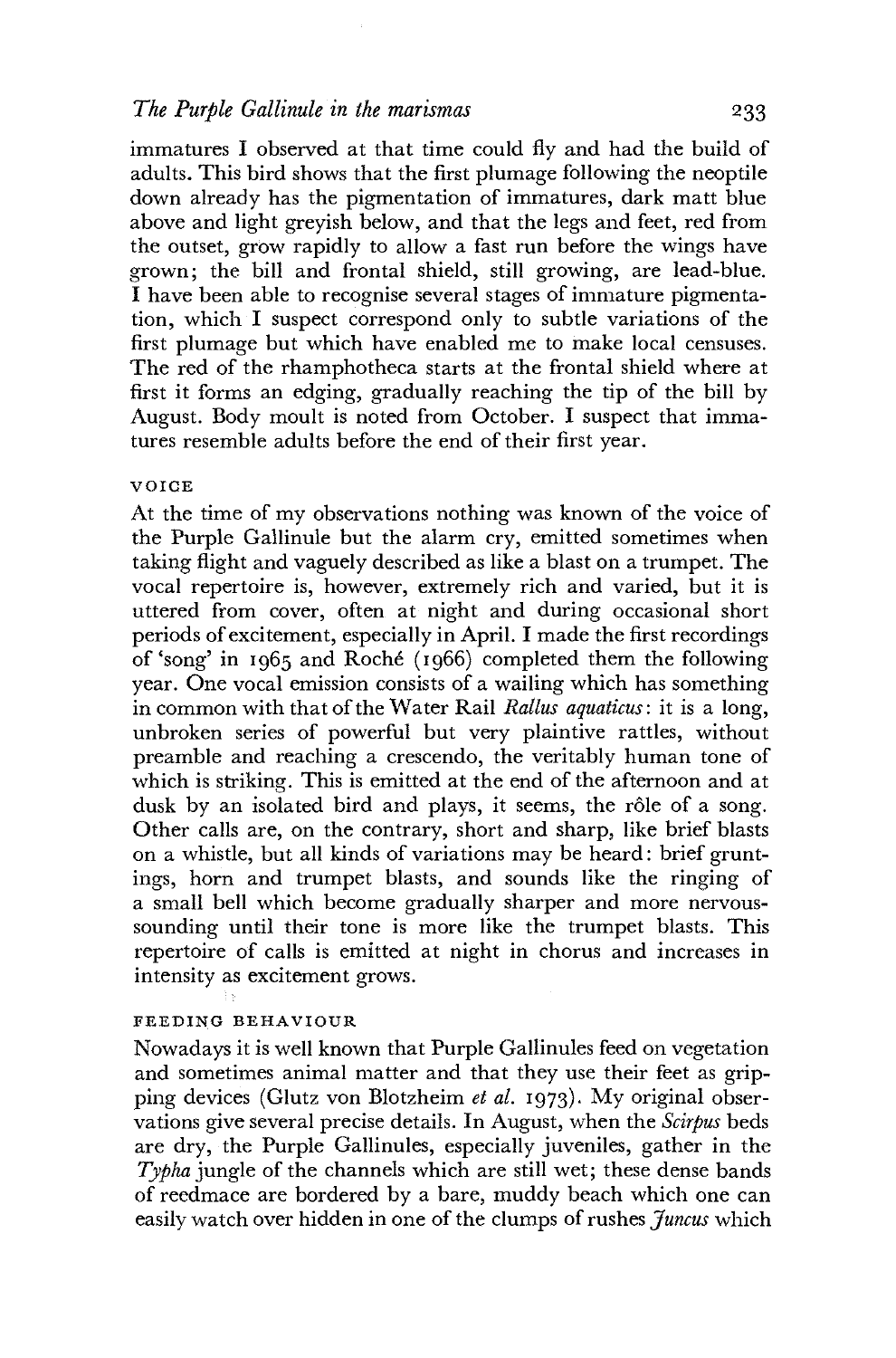immatures I observed at that time could fly and had the build of adults. This bird shows that the first plumage following the neoptile down already has the pigmentation of immatures, dark matt blue above and light greyish below, and that the legs and feet, red from the outset, grow rapidly to allow a fast run before the wings have grown; the bill and frontal shield, still growing, are lead-blue. I have been able to recognise several stages of immature pigmentation, which I suspect correspond only to subtle variations of the first plumage but which have enabled me to make local censuses. The red of the rhamphotheca starts at the frontal shield where at first it forms an edging, gradually reaching the tip of the bill by August. Body moult is noted from October. I suspect that immatures resemble adults before the end of their first year.

### VOICE

At the time of my observations nothing was known of the voice of the Purple Gallinule but the alarm cry, emitted sometimes when taking flight and vaguely described as like a blast on a trumpet. The vocal repertoire is, however, extremely rich and varied, but it is uttered from cover, often at night and during occasional short periods of excitement, especially in April. I made the first recordings of 'song' in 1965 and Roché (1966) completed them the following year. One vocal emission consists of a wailing which has something in common with that of the Water Rail *Rallus aquaticus*: it is a long, unbroken series of powerful but very plaintive rattles, without preamble and reaching a crescendo, the veritably human tone of which is striking. This is emitted at the end of the afternoon and at dusk by an isolated bird and plays, it seems, the rôle of a song. Other calls are, on the contrary, short and sharp, like brief blasts on a whistle, but all kinds of variations may be heard: brief gruntings, horn and trumpet blasts, and sounds like the ringing of a small bell which become gradually sharper and more nervous-sounding until their tone is more like the trumpet blasts. This repertoire of calls is emitted at night in chorus and increases in intensity as excitement grows.

### FEEDING BEHAVIOUR

Nowadays it is well known that Purple Gallinules feed on vegetation and sometimes animal matter and that they use their feet as gripping devices (Glutz von Blotzheim *et al.* 1973). My original observations give several precise details. In August, when the *Scirpus* beds are dry, the Purple Gallinules, especially juveniles, gather in the *Typha* jungle of the channels which are still wet; these dense bands of reedmace are bordered by a bare, muddy beach which one can easily watch over hidden in one of the clumps of rushes *Juncus* which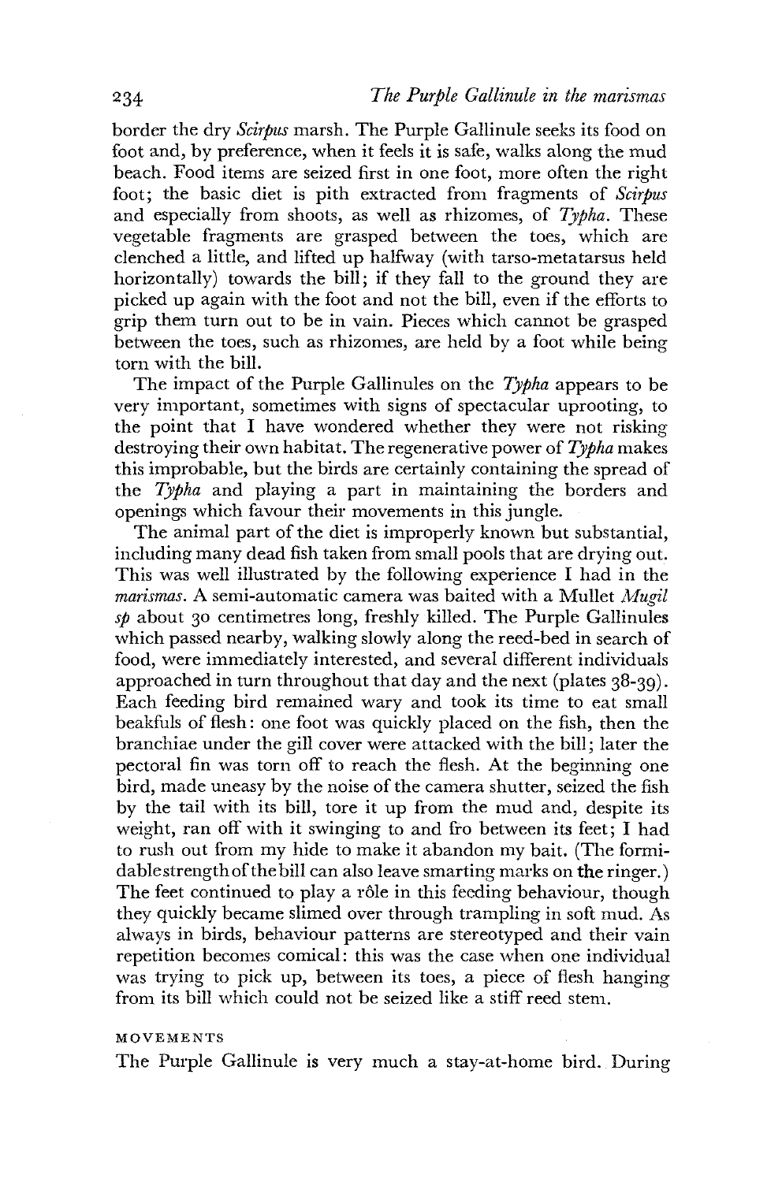border the dry *Scirpus* marsh. The Purple Gallinule seeks its food on foot and, by preference, when it feels it is safe, walks along the mud beach. Food items are seized first in one foot, more often the right foot; the basic diet is pith extracted from fragments of *Scirpus* and especially from shoots, as well as rhizomes, of *Typha*. These vegetable fragments are grasped between the toes, which are clenched a little, and lifted up halfway (with tarso-metatarsus held horizontally) towards the bill; if they fall to the ground they are picked up again with the foot and not the bill, even if the efforts to grip them turn out to be in vain. Pieces which cannot be grasped between the toes, such as rhizomes, are held by a foot while being torn with the bill.

The impact of the Purple Gallinules on the *Typha* appears to be very important, sometimes with signs of spectacular uprooting, to the point that I have wondered whether they were not risking destroying their own habitat. The regenerative power of *Typha* makes this improbable, but the birds are certainly containing the spread of the *Typha* and playing a part in maintaining the borders and openings which favour their movements in this jungle.

The animal part of the diet is improperly known but substantial, including many dead fish taken from small pools that are drying out. This was well illustrated by the following experience I had in the *marismas*. A semi-automatic camera was baited with a Mullet *Mugil sp* about 30 centimetres long, freshly killed. The Purple Gallinules which passed nearby, walking slowly along the reed-bed in search of food, were immediately interested, and several different individuals approached in turn throughout that day and the next (plates 38-39). Each feeding bird remained wary and took its time to eat small beakfuls of flesh: one foot was quickly placed on the fish, then the branchiae under the gill cover were attacked with the bill; later the pectoral fin was torn off to reach the flesh. At the beginning one bird, made uneasy by the noise of the camera shutter, seized the fish by the tail with its bill, tore it up from the mud and, despite its weight, ran off with it swinging to and fro between its feet; I had to rush out from my hide to make it abandon my bait. (The formidable strength of the bill can also leave smarting marks on the ringer.) The feet continued to play a rôle in this feeding behaviour, though they quickly became slimed over through trampling in soft mud. As always in birds, behaviour patterns are stereotyped and their vain repetition becomes comical: this was the case when one individual was trying to pick up, between its toes, a piece of flesh hanging from its bill which could not be seized like a stiff reed stem.

### MOVEMENTS

The Purple Gallinule is very much a stay-at-home bird. During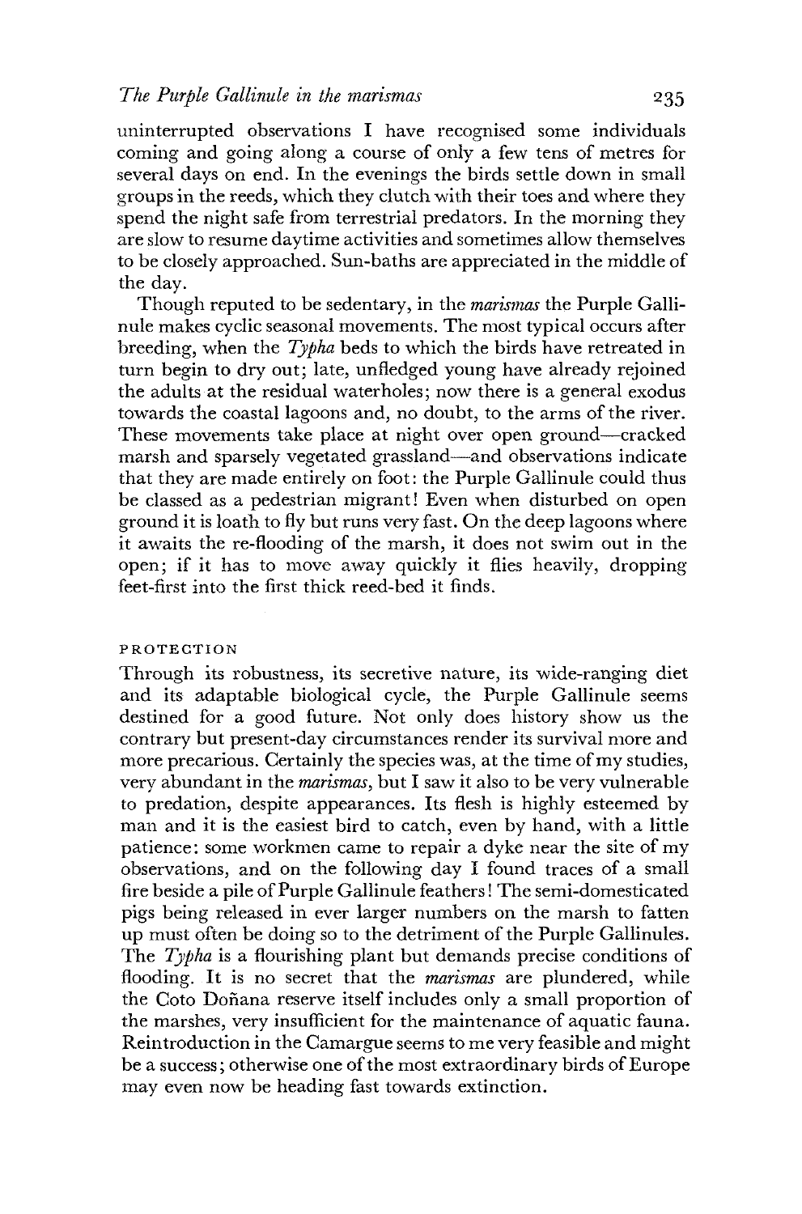uninterrupted observations I have recognised some individuals coming and going along a course of only a few tens of metres for several days on end. In the evenings the birds settle down in small groups in the reeds, which they clutch with their toes and where they spend the night safe from terrestrial predators. In the morning they are slow to resume daytime activities and sometimes allow themselves to be closely approached. Sun-baths are appreciated in the middle of the day.

Though reputed to be sedentary, in the *marismas* the Purple Gallinule makes cyclic seasonal movements. The most typical occurs after breeding, when the *Typha* beds to which the birds have retreated in turn begin to dry out; late, unfledged young have already rejoined the adults at the residual waterholes; now there is a general exodus towards the coastal lagoons and, no doubt, to the arms of the river. These movements take place at night over open ground—cracked marsh and sparsely vegetated grassland—and observations indicate that they are made entirely on foot: the Purple Gallinule could thus be classed as a pedestrian migrant! Even when disturbed on open ground it is loath to fly but runs very fast. On the deep lagoons where it awaits the re-flooding of the marsh, it does not swim out in the open; if it has to move away quickly it flies heavily, dropping feet-first into the first thick reed-bed it finds.

## PROTECTION

Through its robustness, its secretive nature, its wide-ranging diet and its adaptable biological cycle, the Purple Gallinule seems destined for a good future. Not only does history show us the contrary but present-day circumstances render its survival more and more precarious. Certainly the species was, at the time of my studies, very abundant in the *marismas*, but I saw it also to be very vulnerable to predation, despite appearances. Its flesh is highly esteemed by man and it is the easiest bird to catch, even by hand, with a little patience: some workmen came to repair a dyke near the site of my observations, and on the following day I found traces of a small fire beside a pile of Purple Gallinule feathers! The semi-domesticated pigs being released in ever larger numbers on the marsh to fatten up must often be doing so to the detriment of the Purple Gallinules. The *Typha* is a flourishing plant but demands precise conditions of flooding. It is no secret that the *marismas* are plundered, while the Coto Doñana reserve itself includes only a small proportion of the marshes, very insufficient for the maintenance of aquatic fauna. Reintroduction in the Camargue seems to me very feasible and might be a success; otherwise one of the most extraordinary birds of Europe may even now be heading fast towards extinction.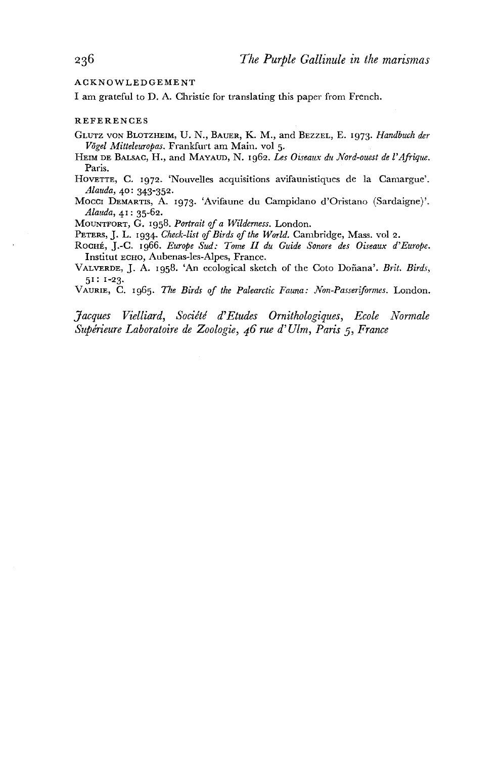## ACKNOWLEDGEMENT

I am grateful to D. A. Christie for translating this paper from French.

## REFERENCES

GLUTZ VON BLOTZHEIM, U. N., BAUER, K. M., and BEZZEL, E. 1973. *Handbuch der Vögel Mitteleuropas.* Frankfurt am Main. vol 5.

HEIM DE BALSAC, H., and MAYAUD, N. 1962. *Les Oiseaux du Nord-ouest de l'Afrique.* Paris.

HOVETTE, C. 1972. 'Nouvelles acquisitions avifaunistiques de la Camargue'. *Alauda,* 40: 343-352.

MOCCI DEMARTIS, A. 1973. 'Avifaune du Campidano d'Oristano (Sardaigne)'. *Alauda,* 41: 35-62.

MOUNTFORT, G. 1958. *Portrait of a Wilderness.* London.

PETERS, J. L. 1934. *Check-list of Birds of the World.* Cambridge, Mass. vol 2.

ROCHÉ, J.-C. 1966. *Europe Sud: Tome II du Guide Sonore des Oiseaux d'Europe.* Institut ECHO, Aubenas-les-Alpes, France.

VALVERDE, J. A. 1958. 'An ecological sketch of the Coto Doñana'. *Brit. Birds,* 51: 1-23.

VAURIE, C. 1965. *The Birds of the Palearctic Fauna: Non-Passeriformes.* London.

*Jacques Vielliard, Société d'Etudes Ornithologiques, Ecole Normale Supérieure Laboratoire de Zoologie, 46 rue d'Ulm, Paris 5, France*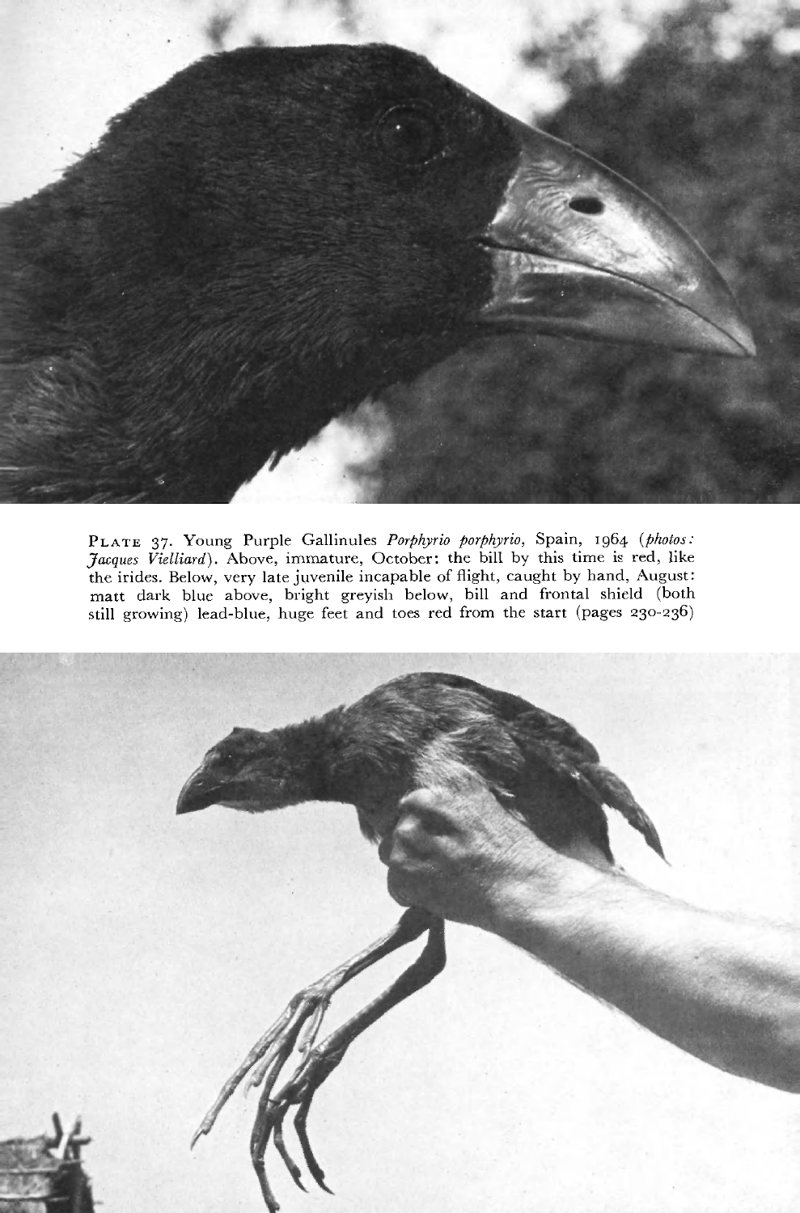**Plate 37.** Young Purple Gallinules *Porphyrio porphyrio*, Spain, 1964 (*photos: Jacques Vielliard*). Above, immature, October: the bill by this time is red, like the irides. Below, very late juvenile incapable of flight, caught by hand, August: matt dark blue above, bright greyish below, bill and frontal shield (both still growing) lead-blue, huge feet and toes red from the start (pages 230-236)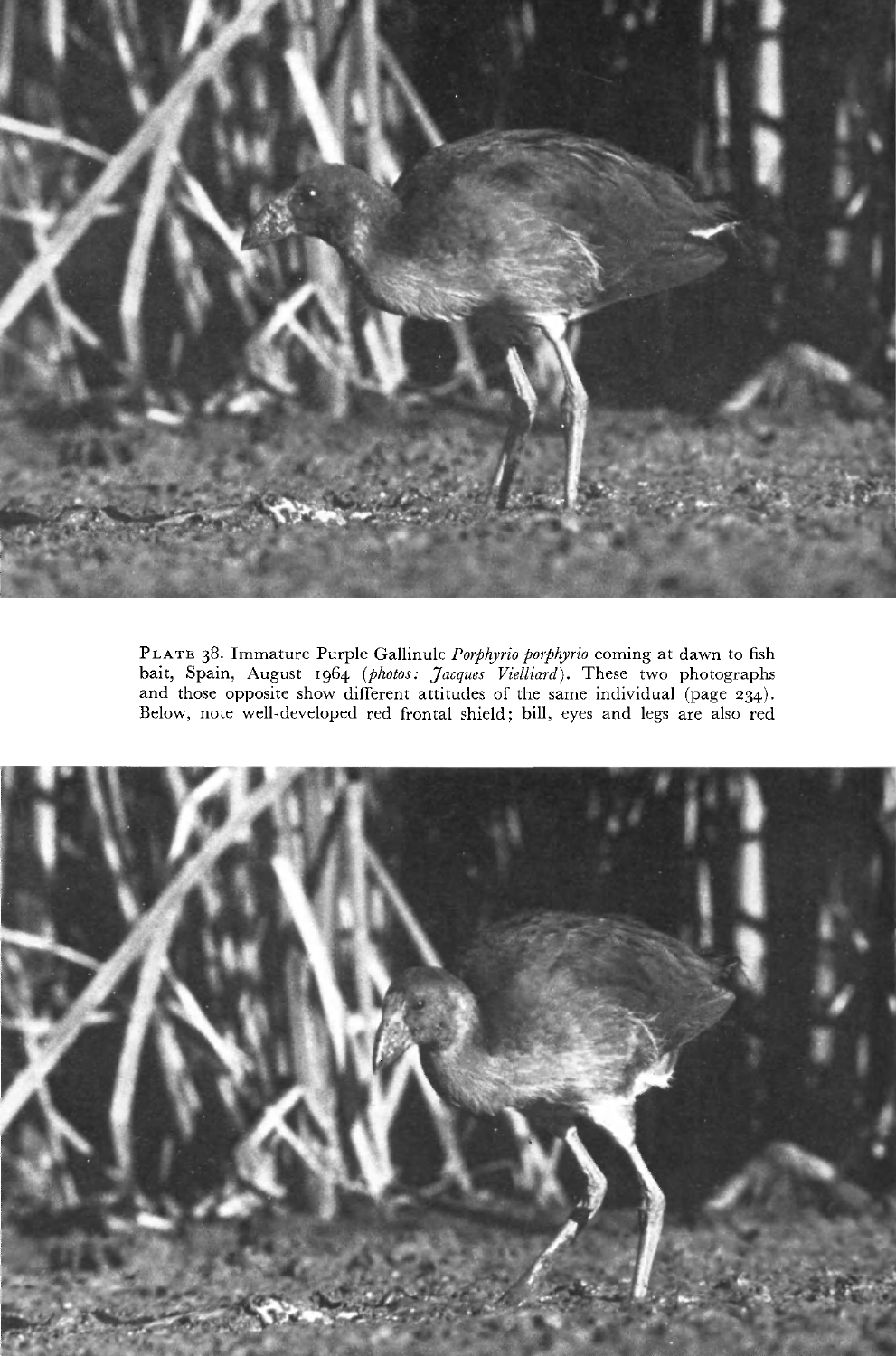PLATE 38. Immature Purple Gallinule *Porphyrio porphyrio* coming at dawn to fish bait, Spain, August 1964 (*photos: Jacques Vielliard*). These two photographs and those opposite show different attitudes of the same individual (page 234). Below, note well-developed red frontal shield; bill, eyes and legs are also red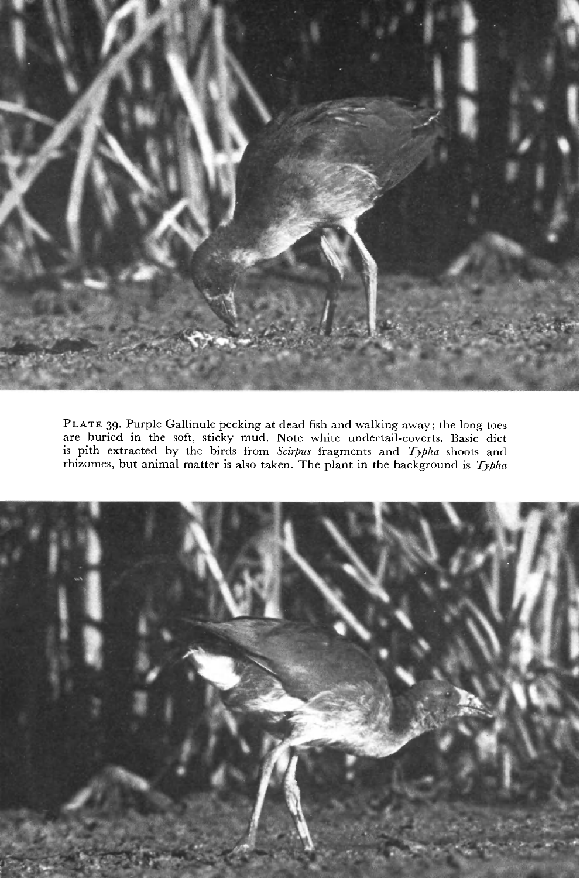PLATE 39. Purple Gallinule pecking at dead fish and walking away; the long toes are buried in the soft, sticky mud. Note white undertail-coverts. Basic diet is pith extracted by the birds from *Scirpus* fragments and *Typha* shoots and rhizomes, but animal matter is also taken. The plant in the background is *Typha*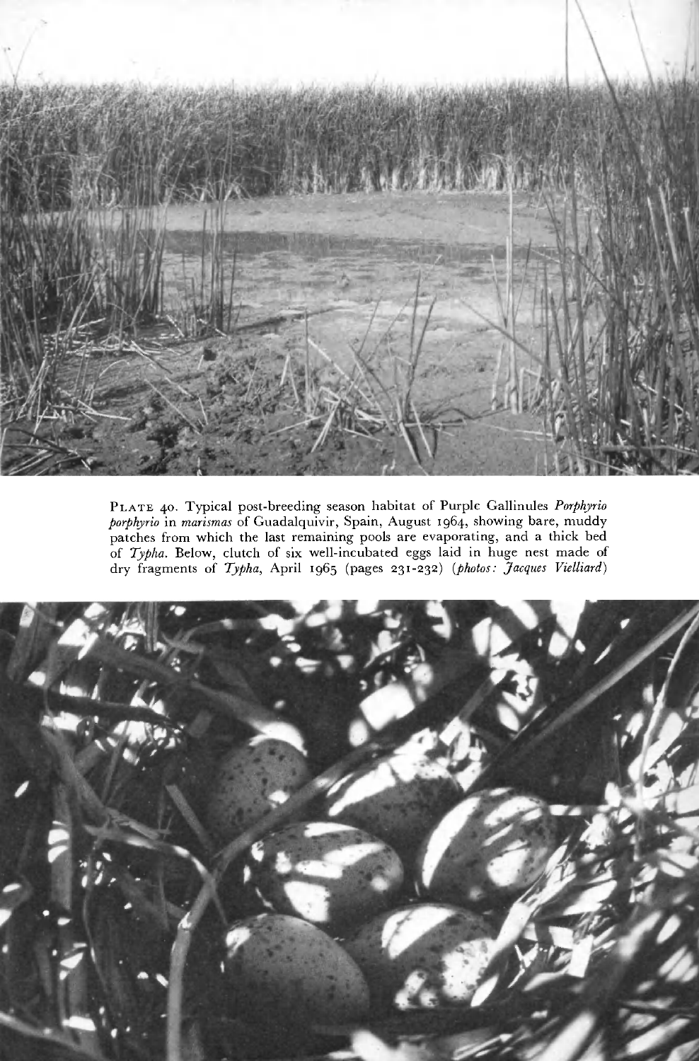PLATE 40. Typical post-breeding season habitat of Purple Gallinules *Porphyrio porphyrio* in *marismas* of Guadalquivir, Spain, August 1964, showing bare, muddy patches from which the last remaining pools are evaporating, and a thick bed of *Typha*. Below, clutch of six well-incubated eggs laid in huge nest made of dry fragments of *Typha*, April 1965 (pages 231-232) (*photos: Jacques Vielliard*)